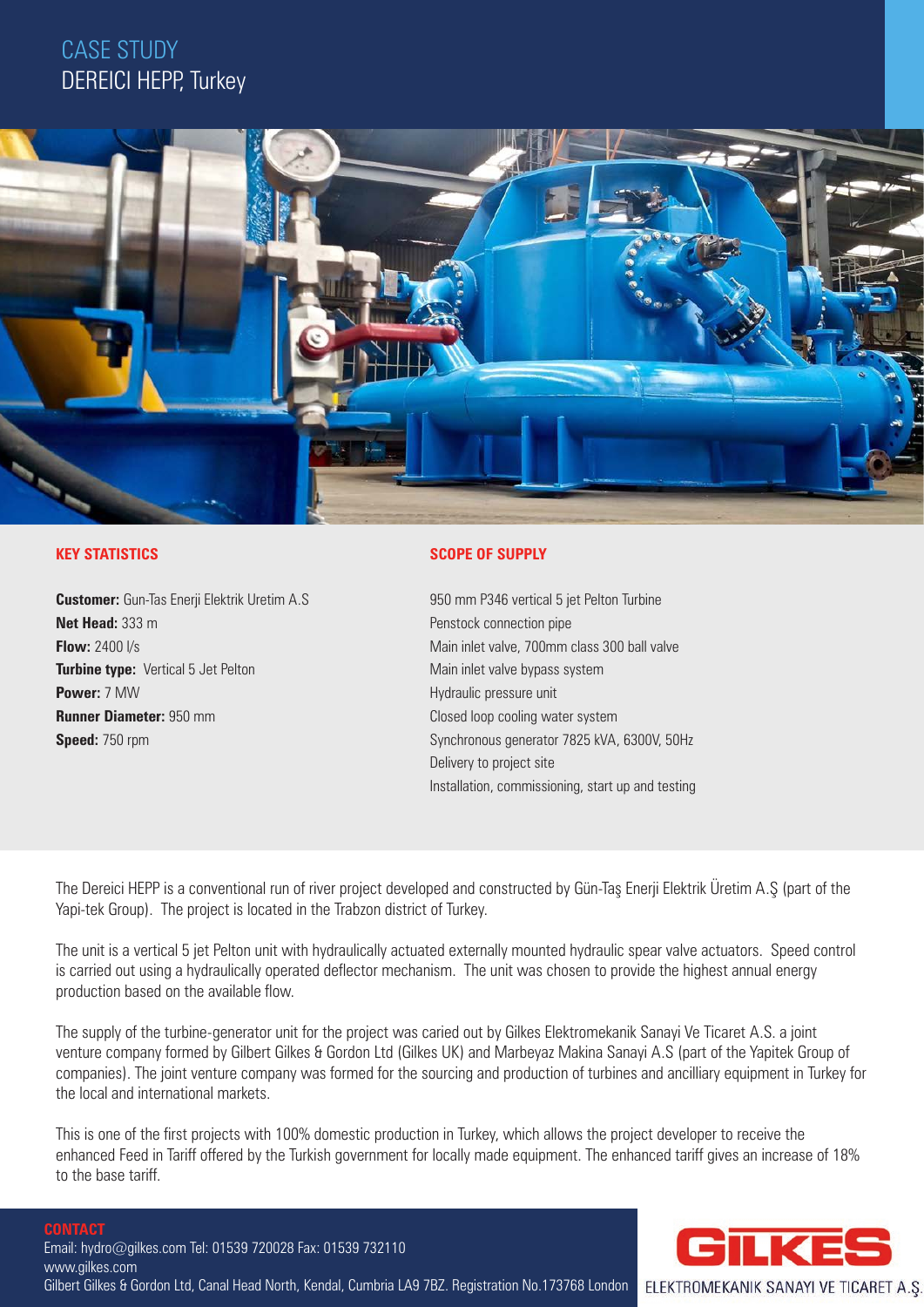# CASE STUDY

## DEREICI HEPP, Turkey

### KEY STATISTICS

**Customer:** Gun-Tas Enerji Elektrik Uretim A.S
**Net Head:** 333 m
**Flow:** 2400 l/s
**Turbine type:** Vertical 5 Jet Pelton
**Power:** 7 MW
**Runner Diameter:** 950 mm
**Speed:** 750 rpm

### SCOPE OF SUPPLY

950 mm P346 vertical 5 jet Pelton Turbine
Penstock connection pipe
Main inlet valve, 700mm class 300 ball valve
Main inlet valve bypass system
Hydraulic pressure unit
Closed loop cooling water system
Synchronous generator 7825 kVA, 6300V, 50Hz
Delivery to project site
Installation, commissioning, start up and testing

The Dereici HEPP is a conventional run of river project developed and constructed by Gün-Taş Enerji Elektrik Üretim A.Ş (part of the Yapi-tek Group). The project is located in the Trabzon district of Turkey.

The unit is a vertical 5 jet Pelton unit with hydraulically actuated externally mounted hydraulic spear valve actuators. Speed control is carried out using a hydraulically operated deflector mechanism. The unit was chosen to provide the highest annual energy production based on the available flow.

The supply of the turbine-generator unit for the project was caried out by Gilkes Elektromekanik Sanayi Ve Ticaret A.S. a joint venture company formed by Gilbert Gilkes & Gordon Ltd (Gilkes UK) and Marbeyaz Makina Sanayi A.S (part of the Yapitek Group of companies). The joint venture company was formed for the sourcing and production of turbines and ancilliary equipment in Turkey for the local and international markets.

This is one of the first projects with 100% domestic production in Turkey, which allows the project developer to receive the enhanced Feed in Tariff offered by the Turkish government for locally made equipment. The enhanced tariff gives an increase of 18% to the base tariff.

### CONTACT

Email: hydro@gilkes.com Tel: 01539 720028 Fax: 01539 732110
www.gilkes.com
Gilbert Gilkes & Gordon Ltd, Canal Head North, Kendal, Cumbria LA9 7BZ. Registration No.173768 London

GILKES
ELEKTROMEKANIK SANAYI VE TICARET A.Ş.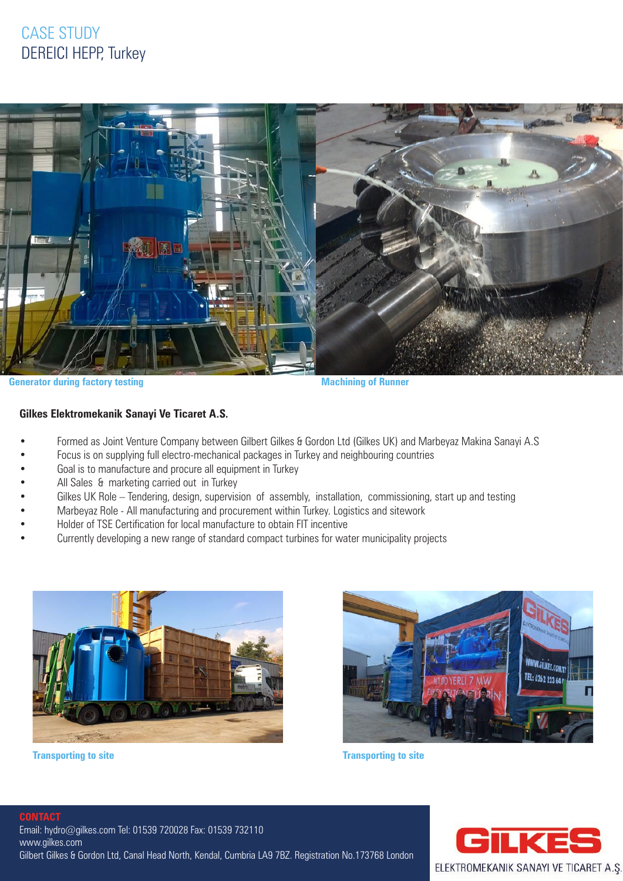# CASE STUDY
## DEREICI HEPP, Turkey

Generator during factory testing

Machining of Runner

### Gilkes Elektromekanik Sanayi Ve Ticaret A.S.

- Formed as Joint Venture Company between Gilbert Gilkes & Gordon Ltd (Gilkes UK) and Marbeyaz Makina Sanayi A.S
- Focus is on supplying full electro-mechanical packages in Turkey and neighbouring countries
- Goal is to manufacture and procure all equipment in Turkey
- All Sales & marketing carried out in Turkey
- Gilkes UK Role – Tendering, design, supervision of assembly, installation, commissioning, start up and testing
- Marbeyaz Role - All manufacturing and procurement within Turkey. Logistics and sitework
- Holder of TSE Certification for local manufacture to obtain FIT incentive
- Currently developing a new range of standard compact turbines for water municipality projects

Transporting to site

Transporting to site

**CONTACT**

Email: hydro@gilkes.com Tel: 01539 720028 Fax: 01539 732110
www.gilkes.com
Gilbert Gilkes & Gordon Ltd, Canal Head North, Kendal, Cumbria LA9 7BZ. Registration No.173768 London

GILKES
ELEKTROMEKANIK SANAYI VE TICARET A.Ş.